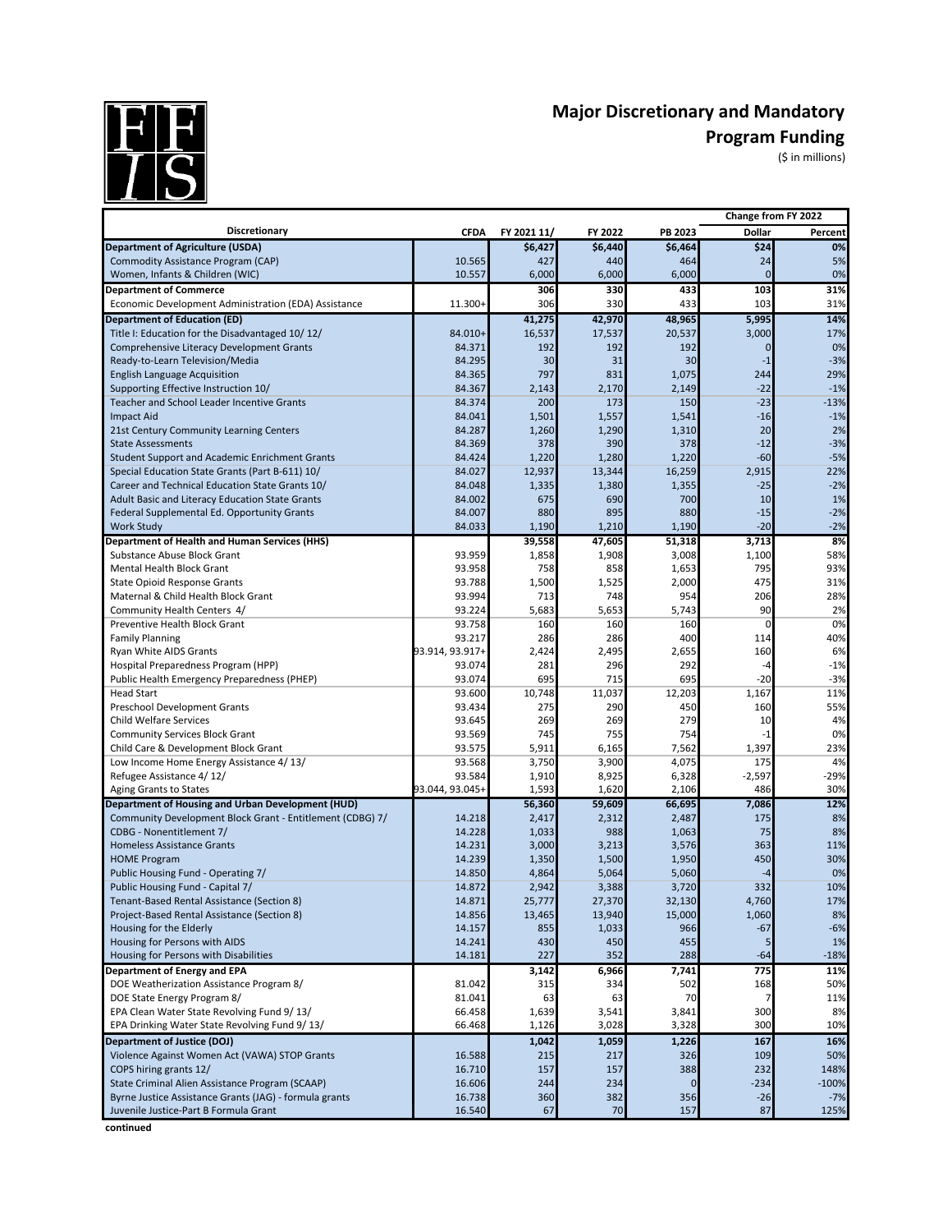# Major Discretionary and Mandatory Program Funding

($ in millions)

| Discretionary | CFDA | FY 2021 11/ | FY 2022 | PB 2023 | Change from FY 2022 Dollar | Percent |
|---|---|---|---|---|---|---|
| **Department of Agriculture (USDA)** | | **$6,427** | **$6,440** | **$6,464** | **$24** | **0%** |
| Commodity Assistance Program (CAP) | 10.565 | 427 | 440 | 464 | 24 | 5% |
| Women, Infants & Children (WIC) | 10.557 | 6,000 | 6,000 | 6,000 | 0 | 0% |
| **Department of Commerce** | | **306** | **330** | **433** | **103** | **31%** |
| Economic Development Administration (EDA) Assistance | 11.300+ | 306 | 330 | 433 | 103 | 31% |
| **Department of Education (ED)** | | **41,275** | **42,970** | **48,965** | **5,995** | **14%** |
| Title I: Education for the Disadvantaged 10/ 12/ | 84.010+ | 16,537 | 17,537 | 20,537 | 3,000 | 17% |
| Comprehensive Literacy Development Grants | 84.371 | 192 | 192 | 192 | 0 | 0% |
| Ready-to-Learn Television/Media | 84.295 | 30 | 31 | 30 | -1 | -3% |
| English Language Acquisition | 84.365 | 797 | 831 | 1,075 | 244 | 29% |
| Supporting Effective Instruction 10/ | 84.367 | 2,143 | 2,170 | 2,149 | -22 | -1% |
| Teacher and School Leader Incentive Grants | 84.374 | 200 | 173 | 150 | -23 | -13% |
| Impact Aid | 84.041 | 1,501 | 1,557 | 1,541 | -16 | -1% |
| 21st Century Community Learning Centers | 84.287 | 1,260 | 1,290 | 1,310 | 20 | 2% |
| State Assessments | 84.369 | 378 | 390 | 378 | -12 | -3% |
| Student Support and Academic Enrichment Grants | 84.424 | 1,220 | 1,280 | 1,220 | -60 | -5% |
| Special Education State Grants (Part B-611) 10/ | 84.027 | 12,937 | 13,344 | 16,259 | 2,915 | 22% |
| Career and Technical Education State Grants 10/ | 84.048 | 1,335 | 1,380 | 1,355 | -25 | -2% |
| Adult Basic and Literacy Education State Grants | 84.002 | 675 | 690 | 700 | 10 | 1% |
| Federal Supplemental Ed. Opportunity Grants | 84.007 | 880 | 895 | 880 | -15 | -2% |
| Work Study | 84.033 | 1,190 | 1,210 | 1,190 | -20 | -2% |
| **Department of Health and Human Services (HHS)** | | **39,558** | **47,605** | **51,318** | **3,713** | **8%** |
| Substance Abuse Block Grant | 93.959 | 1,858 | 1,908 | 3,008 | 1,100 | 58% |
| Mental Health Block Grant | 93.958 | 758 | 858 | 1,653 | 795 | 93% |
| State Opioid Response Grants | 93.788 | 1,500 | 1,525 | 2,000 | 475 | 31% |
| Maternal & Child Health Block Grant | 93.994 | 713 | 748 | 954 | 206 | 28% |
| Community Health Centers 4/ | 93.224 | 5,683 | 5,653 | 5,743 | 90 | 2% |
| Preventive Health Block Grant | 93.758 | 160 | 160 | 160 | 0 | 0% |
| Family Planning | 93.217 | 286 | 286 | 400 | 114 | 40% |
| Ryan White AIDS Grants | 93.914, 93.917+ | 2,424 | 2,495 | 2,655 | 160 | 6% |
| Hospital Preparedness Program (HPP) | 93.074 | 281 | 296 | 292 | -4 | -1% |
| Public Health Emergency Preparedness (PHEP) | 93.074 | 695 | 715 | 695 | -20 | -3% |
| Head Start | 93.600 | 10,748 | 11,037 | 12,203 | 1,167 | 11% |
| Preschool Development Grants | 93.434 | 275 | 290 | 450 | 160 | 55% |
| Child Welfare Services | 93.645 | 269 | 269 | 279 | 10 | 4% |
| Community Services Block Grant | 93.569 | 745 | 755 | 754 | -1 | 0% |
| Child Care & Development Block Grant | 93.575 | 5,911 | 6,165 | 7,562 | 1,397 | 23% |
| Low Income Home Energy Assistance 4/ 13/ | 93.568 | 3,750 | 3,900 | 4,075 | 175 | 4% |
| Refugee Assistance 4/ 12/ | 93.584 | 1,910 | 8,925 | 6,328 | -2,597 | -29% |
| Aging Grants to States | 93.044, 93.045+ | 1,593 | 1,620 | 2,106 | 486 | 30% |
| **Department of Housing and Urban Development (HUD)** | | **56,360** | **59,609** | **66,695** | **7,086** | **12%** |
| Community Development Block Grant - Entitlement (CDBG) 7/ | 14.218 | 2,417 | 2,312 | 2,487 | 175 | 8% |
| CDBG - Nonentitlement 7/ | 14.228 | 1,033 | 988 | 1,063 | 75 | 8% |
| Homeless Assistance Grants | 14.231 | 3,000 | 3,213 | 3,576 | 363 | 11% |
| HOME Program | 14.239 | 1,350 | 1,500 | 1,950 | 450 | 30% |
| Public Housing Fund - Operating 7/ | 14.850 | 4,864 | 5,064 | 5,060 | -4 | 0% |
| Public Housing Fund - Capital 7/ | 14.872 | 2,942 | 3,388 | 3,720 | 332 | 10% |
| Tenant-Based Rental Assistance (Section 8) | 14.871 | 25,777 | 27,370 | 32,130 | 4,760 | 17% |
| Project-Based Rental Assistance (Section 8) | 14.856 | 13,465 | 13,940 | 15,000 | 1,060 | 8% |
| Housing for the Elderly | 14.157 | 855 | 1,033 | 966 | -67 | -6% |
| Housing for Persons with AIDS | 14.241 | 430 | 450 | 455 | 5 | 1% |
| Housing for Persons with Disabilities | 14.181 | 227 | 352 | 288 | -64 | -18% |
| **Department of Energy and EPA** | | **3,142** | **6,966** | **7,741** | **775** | **11%** |
| DOE Weatherization Assistance Program 8/ | 81.042 | 315 | 334 | 502 | 168 | 50% |
| DOE State Energy Program 8/ | 81.041 | 63 | 63 | 70 | 7 | 11% |
| EPA Clean Water State Revolving Fund 9/ 13/ | 66.458 | 1,639 | 3,541 | 3,841 | 300 | 8% |
| EPA Drinking Water State Revolving Fund 9/ 13/ | 66.468 | 1,126 | 3,028 | 3,328 | 300 | 10% |
| **Department of Justice (DOJ)** | | **1,042** | **1,059** | **1,226** | **167** | **16%** |
| Violence Against Women Act (VAWA) STOP Grants | 16.588 | 215 | 217 | 326 | 109 | 50% |
| COPS hiring grants 12/ | 16.710 | 157 | 157 | 388 | 232 | 148% |
| State Criminal Alien Assistance Program (SCAAP) | 16.606 | 244 | 234 | 0 | -234 | -100% |
| Byrne Justice Assistance Grants (JAG) - formula grants | 16.738 | 360 | 382 | 356 | -26 | -7% |
| Juvenile Justice-Part B Formula Grant | 16.540 | 67 | 70 | 157 | 87 | 125% |

**continued**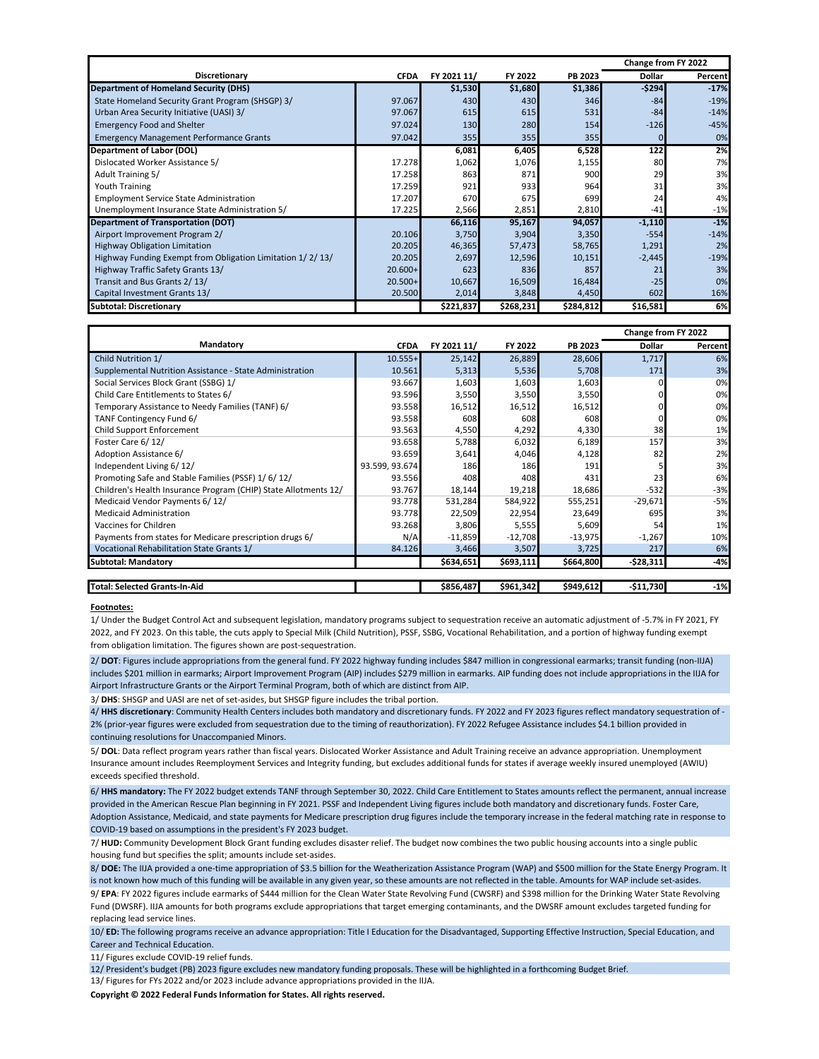| Discretionary | CFDA | FY 2021 11/ | FY 2022 | PB 2023 | Change from FY 2022 | |
|---|---|---|---|---|---|---|
| | | | | | Dollar | Percent |
| **Department of Homeland Security (DHS)** | | $1,530 | $1,680 | $1,386 | -$294 | -17% |
| State Homeland Security Grant Program (SHSGP) 3/ | 97.067 | 430 | 430 | 346 | -84 | -19% |
| Urban Area Security Initiative (UASI) 3/ | 97.067 | 615 | 615 | 531 | -84 | -14% |
| Emergency Food and Shelter | 97.024 | 130 | 280 | 154 | -126 | -45% |
| Emergency Management Performance Grants | 97.042 | 355 | 355 | 355 | 0 | 0% |
| **Department of Labor (DOL)** | | 6,081 | 6,405 | 6,528 | 122 | 2% |
| Dislocated Worker Assistance 5/ | 17.278 | 1,062 | 1,076 | 1,155 | 80 | 7% |
| Adult Training 5/ | 17.258 | 863 | 871 | 900 | 29 | 3% |
| Youth Training | 17.259 | 921 | 933 | 964 | 31 | 3% |
| Employment Service State Administration | 17.207 | 670 | 675 | 699 | 24 | 4% |
| Unemployment Insurance State Administration 5/ | 17.225 | 2,566 | 2,851 | 2,810 | -41 | -1% |
| **Department of Transportation (DOT)** | | 66,116 | 95,167 | 94,057 | -1,110 | -1% |
| Airport Improvement Program 2/ | 20.106 | 3,750 | 3,904 | 3,350 | -554 | -14% |
| Highway Obligation Limitation | 20.205 | 46,365 | 57,473 | 58,765 | 1,291 | 2% |
| Highway Funding Exempt from Obligation Limitation 1/ 2/ 13/ | 20.205 | 2,697 | 12,596 | 10,151 | -2,445 | -19% |
| Highway Traffic Safety Grants 13/ | 20.600+ | 623 | 836 | 857 | 21 | 3% |
| Transit and Bus Grants 2/ 13/ | 20.500+ | 10,667 | 16,509 | 16,484 | -25 | 0% |
| Capital Investment Grants 13/ | 20.500 | 2,014 | 3,848 | 4,450 | 602 | 16% |
| **Subtotal: Discretionary** | | **$221,837** | **$268,231** | **$284,812** | **$16,581** | **6%** |

| Mandatory | CFDA | FY 2021 11/ | FY 2022 | PB 2023 | Change from FY 2022 | |
|---|---|---|---|---|---|---|
| | | | | | Dollar | Percent |
| Child Nutrition 1/ | 10.555+ | 25,142 | 26,889 | 28,606 | 1,717 | 6% |
| Supplemental Nutrition Assistance - State Administration | 10.561 | 5,313 | 5,536 | 5,708 | 171 | 3% |
| Social Services Block Grant (SSBG) 1/ | 93.667 | 1,603 | 1,603 | 1,603 | 0 | 0% |
| Child Care Entitlements to States 6/ | 93.596 | 3,550 | 3,550 | 3,550 | 0 | 0% |
| Temporary Assistance to Needy Families (TANF) 6/ | 93.558 | 16,512 | 16,512 | 16,512 | 0 | 0% |
| TANF Contingency Fund 6/ | 93.558 | 608 | 608 | 608 | 0 | 0% |
| Child Support Enforcement | 93.563 | 4,550 | 4,292 | 4,330 | 38 | 1% |
| Foster Care 6/ 12/ | 93.658 | 5,788 | 6,032 | 6,189 | 157 | 3% |
| Adoption Assistance 6/ | 93.659 | 3,641 | 4,046 | 4,128 | 82 | 2% |
| Independent Living 6/ 12/ | 93.599, 93.674 | 186 | 186 | 191 | 5 | 3% |
| Promoting Safe and Stable Families (PSSF) 1/ 6/ 12/ | 93.556 | 408 | 408 | 431 | 23 | 6% |
| Children's Health Insurance Program (CHIP) State Allotments 12/ | 93.767 | 18,144 | 19,218 | 18,686 | -532 | -3% |
| Medicaid Vendor Payments 6/ 12/ | 93.778 | 531,284 | 584,922 | 555,251 | -29,671 | -5% |
| Medicaid Administration | 93.778 | 22,509 | 22,954 | 23,649 | 695 | 3% |
| Vaccines for Children | 93.268 | 3,806 | 5,555 | 5,609 | 54 | 1% |
| Payments from states for Medicare prescription drugs 6/ | N/A | -11,859 | -12,708 | -13,975 | -1,267 | 10% |
| Vocational Rehabilitation State Grants 1/ | 84.126 | 3,466 | 3,507 | 3,725 | 217 | 6% |
| **Subtotal: Mandatory** | | **$634,651** | **$693,111** | **$664,800** | **-$28,311** | **-4%** |
| | | | | | | |
| **Total: Selected Grants-In-Aid** | | **$856,487** | **$961,342** | **$949,612** | **-$11,730** | **-1%** |

**Footnotes:**

1/ Under the Budget Control Act and subsequent legislation, mandatory programs subject to sequestration receive an automatic adjustment of -5.7% in FY 2021, FY 2022, and FY 2023. On this table, the cuts apply to Special Milk (Child Nutrition), PSSF, SSBG, Vocational Rehabilitation, and a portion of highway funding exempt from obligation limitation. The figures shown are post-sequestration.

2/ **DOT**: Figures include appropriations from the general fund. FY 2022 highway funding includes $847 million in congressional earmarks; transit funding (non-IIJA) includes $201 million in earmarks; Airport Improvement Program (AIP) includes $279 million in earmarks. AIP funding does not include appropriations in the IIJA for Airport Infrastructure Grants or the Airport Terminal Program, both of which are distinct from AIP.

3/ **DHS**: SHSGP and UASI are net of set-asides, but SHSGP figure includes the tribal portion.

4/ **HHS discretionary**: Community Health Centers includes both mandatory and discretionary funds. FY 2022 and FY 2023 figures reflect mandatory sequestration of -2% (prior-year figures were excluded from sequestration due to the timing of reauthorization). FY 2022 Refugee Assistance includes $4.1 billion provided in continuing resolutions for Unaccompanied Minors.

5/ **DOL**: Data reflect program years rather than fiscal years. Dislocated Worker Assistance and Adult Training receive an advance appropriation. Unemployment Insurance amount includes Reemployment Services and Integrity funding, but excludes additional funds for states if average weekly insured unemployed (AWIU) exceeds specified threshold.

6/ **HHS mandatory:** The FY 2022 budget extends TANF through September 30, 2022. Child Care Entitlement to States amounts reflect the permanent, annual increase provided in the American Rescue Plan beginning in FY 2021. PSSF and Independent Living figures include both mandatory and discretionary funds. Foster Care, Adoption Assistance, Medicaid, and state payments for Medicare prescription drug figures include the temporary increase in the federal matching rate in response to COVID-19 based on assumptions in the president's FY 2023 budget.

7/ **HUD:** Community Development Block Grant funding excludes disaster relief. The budget now combines the two public housing accounts into a single public housing fund but specifies the split; amounts include set-asides.

8/ **DOE:** The IIJA provided a one-time appropriation of $3.5 billion for the Weatherization Assistance Program (WAP) and $500 million for the State Energy Program. It is not known how much of this funding will be available in any given year, so these amounts are not reflected in the table. Amounts for WAP include set-asides.

9/ **EPA**: FY 2022 figures include earmarks of $444 million for the Clean Water State Revolving Fund (CWSRF) and $398 million for the Drinking Water State Revolving Fund (DWSRF). IIJA amounts for both programs exclude appropriations that target emerging contaminants, and the DWSRF amount excludes targeted funding for replacing lead service lines.

10/ **ED:** The following programs receive an advance appropriation: Title I Education for the Disadvantaged, Supporting Effective Instruction, Special Education, and Career and Technical Education.

11/ Figures exclude COVID-19 relief funds.

12/ President's budget (PB) 2023 figure excludes new mandatory funding proposals. These will be highlighted in a forthcoming Budget Brief.

13/ Figures for FYs 2022 and/or 2023 include advance appropriations provided in the IIJA.

**Copyright © 2022 Federal Funds Information for States. All rights reserved.**